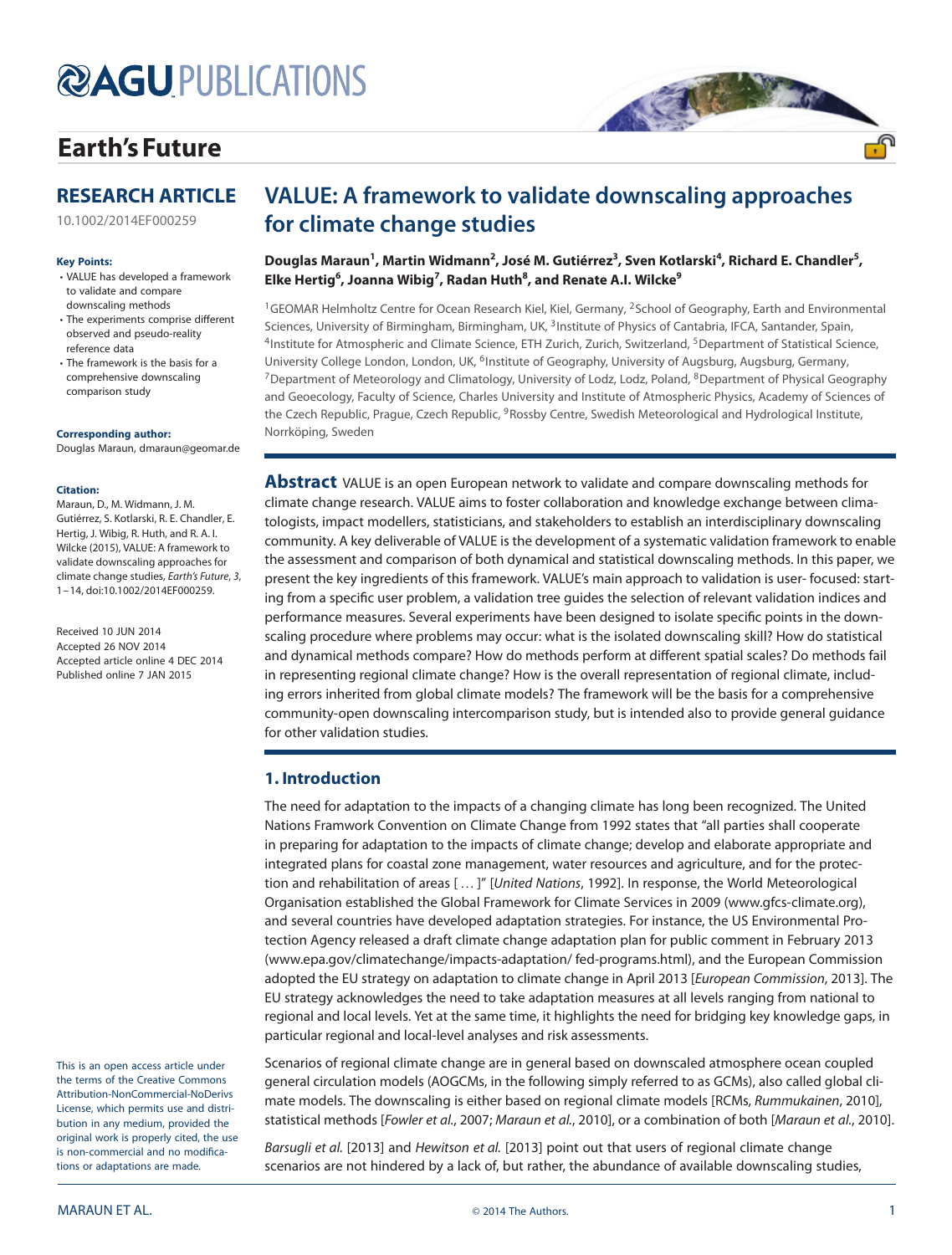AGU PUBLICATIONS

Earth's Future

RESEARCH ARTICLE

10.1002/2014EF000259

**Key Points:**

- VALUE has developed a framework to validate and compare downscaling methods
- The experiments comprise different observed and pseudo-reality reference data
- The framework is the basis for a comprehensive downscaling comparison study

**Corresponding author:**
Douglas Maraun, dmaraun@geomar.de

**Citation:**
Maraun, D., M. Widmann, J. M. Gutiérrez, S. Kotlarski, R. E. Chandler, E. Hertig, J. Wibig, R. Huth, and R. A. I. Wilcke (2015), VALUE: A framework to validate downscaling approaches for climate change studies, *Earth's Future*, *3*, 1–14, doi:10.1002/2014EF000259.

Received 10 JUN 2014
Accepted 26 NOV 2014
Accepted article online 4 DEC 2014
Published online 7 JAN 2015

This is an open access article under the terms of the Creative Commons Attribution-NonCommercial-NoDerivs License, which permits use and distribution in any medium, provided the original work is properly cited, the use is non-commercial and no modifications or adaptations are made.

# VALUE: A framework to validate downscaling approaches for climate change studies

**Douglas Maraun[1], Martin Widmann[2], José M. Gutiérrez[3], Sven Kotlarski[4], Richard E. Chandler[5], Elke Hertig[6], Joanna Wibig[7], Radan Huth[8], and Renate A.I. Wilcke[9]**

[1]GEOMAR Helmholtz Centre for Ocean Research Kiel, Kiel, Germany, [2]School of Geography, Earth and Environmental Sciences, University of Birmingham, Birmingham, UK, [3]Institute of Physics of Cantabria, IFCA, Santander, Spain, [4]Institute for Atmospheric and Climate Science, ETH Zurich, Zurich, Switzerland, [5]Department of Statistical Science, University College London, London, UK, [6]Institute of Geography, University of Augsburg, Augsburg, Germany, [7]Department of Meteorology and Climatology, University of Lodz, Lodz, Poland, [8]Department of Physical Geography and Geoecology, Faculty of Science, Charles University and Institute of Atmospheric Physics, Academy of Sciences of the Czech Republic, Prague, Czech Republic, [9]Rossby Centre, Swedish Meteorological and Hydrological Institute, Norrköping, Sweden

**Abstract** VALUE is an open European network to validate and compare downscaling methods for climate change research. VALUE aims to foster collaboration and knowledge exchange between climatologists, impact modellers, statisticians, and stakeholders to establish an interdisciplinary downscaling community. A key deliverable of VALUE is the development of a systematic validation framework to enable the assessment and comparison of both dynamical and statistical downscaling methods. In this paper, we present the key ingredients of this framework. VALUE's main approach to validation is user- focused: starting from a specific user problem, a validation tree guides the selection of relevant validation indices and performance measures. Several experiments have been designed to isolate specific points in the downscaling procedure where problems may occur: what is the isolated downscaling skill? How do statistical and dynamical methods compare? How do methods perform at different spatial scales? Do methods fail in representing regional climate change? How is the overall representation of regional climate, including errors inherited from global climate models? The framework will be the basis for a comprehensive community-open downscaling intercomparison study, but is intended also to provide general guidance for other validation studies.

## 1. Introduction

The need for adaptation to the impacts of a changing climate has long been recognized. The United Nations Framwork Convention on Climate Change from 1992 states that "all parties shall cooperate in preparing for adaptation to the impacts of climate change; develop and elaborate appropriate and integrated plans for coastal zone management, water resources and agriculture, and for the protection and rehabilitation of areas [ ... ]" [*United Nations*, 1992]. In response, the World Meteorological Organisation established the Global Framework for Climate Services in 2009 (www.gfcs-climate.org), and several countries have developed adaptation strategies. For instance, the US Environmental Protection Agency released a draft climate change adaptation plan for public comment in February 2013 (www.epa.gov/climatechange/impacts-adaptation/ fed-programs.html), and the European Commission adopted the EU strategy on adaptation to climate change in April 2013 [*European Commission*, 2013]. The EU strategy acknowledges the need to take adaptation measures at all levels ranging from national to regional and local levels. Yet at the same time, it highlights the need for bridging key knowledge gaps, in particular regional and local-level analyses and risk assessments.

Scenarios of regional climate change are in general based on downscaled atmosphere ocean coupled general circulation models (AOGCMs, in the following simply referred to as GCMs), also called global climate models. The downscaling is either based on regional climate models [RCMs, *Rummukainen*, 2010], statistical methods [*Fowler et al.*, 2007; *Maraun et al.*, 2010], or a combination of both [*Maraun et al.*, 2010].

*Barsugli et al.* [2013] and *Hewitson et al.* [2013] point out that users of regional climate change scenarios are not hindered by a lack of, but rather, the abundance of available downscaling studies,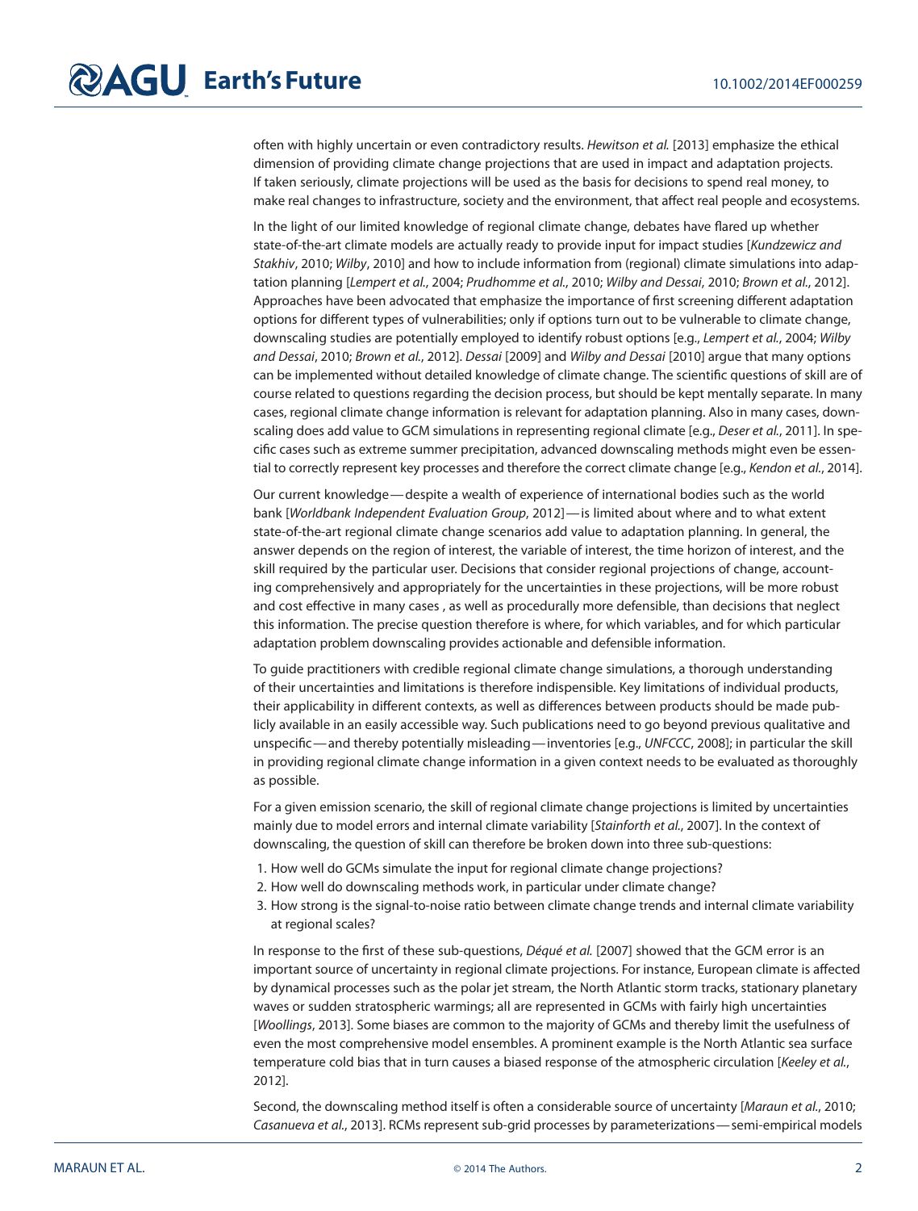often with highly uncertain or even contradictory results. *Hewitson et al.* [2013] emphasize the ethical dimension of providing climate change projections that are used in impact and adaptation projects. If taken seriously, climate projections will be used as the basis for decisions to spend real money, to make real changes to infrastructure, society and the environment, that affect real people and ecosystems.

In the light of our limited knowledge of regional climate change, debates have flared up whether state-of-the-art climate models are actually ready to provide input for impact studies [*Kundzewicz and Stakhiv*, 2010; *Wilby*, 2010] and how to include information from (regional) climate simulations into adaptation planning [*Lempert et al.*, 2004; *Prudhomme et al.*, 2010; *Wilby and Dessai*, 2010; *Brown et al.*, 2012]. Approaches have been advocated that emphasize the importance of first screening different adaptation options for different types of vulnerabilities; only if options turn out to be vulnerable to climate change, downscaling studies are potentially employed to identify robust options [e.g., *Lempert et al.*, 2004; *Wilby and Dessai*, 2010; *Brown et al.*, 2012]. *Dessai* [2009] and *Wilby and Dessai* [2010] argue that many options can be implemented without detailed knowledge of climate change. The scientific questions of skill are of course related to questions regarding the decision process, but should be kept mentally separate. In many cases, regional climate change information is relevant for adaptation planning. Also in many cases, downscaling does add value to GCM simulations in representing regional climate [e.g., *Deser et al.*, 2011]. In specific cases such as extreme summer precipitation, advanced downscaling methods might even be essential to correctly represent key processes and therefore the correct climate change [e.g., *Kendon et al.*, 2014].

Our current knowledge — despite a wealth of experience of international bodies such as the world bank [*Worldbank Independent Evaluation Group*, 2012] — is limited about where and to what extent state-of-the-art regional climate change scenarios add value to adaptation planning. In general, the answer depends on the region of interest, the variable of interest, the time horizon of interest, and the skill required by the particular user. Decisions that consider regional projections of change, accounting comprehensively and appropriately for the uncertainties in these projections, will be more robust and cost effective in many cases , as well as procedurally more defensible, than decisions that neglect this information. The precise question therefore is where, for which variables, and for which particular adaptation problem downscaling provides actionable and defensible information.

To guide practitioners with credible regional climate change simulations, a thorough understanding of their uncertainties and limitations is therefore indispensible. Key limitations of individual products, their applicability in different contexts, as well as differences between products should be made publicly available in an easily accessible way. Such publications need to go beyond previous qualitative and unspecific — and thereby potentially misleading — inventories [e.g., *UNFCCC*, 2008]; in particular the skill in providing regional climate change information in a given context needs to be evaluated as thoroughly as possible.

For a given emission scenario, the skill of regional climate change projections is limited by uncertainties mainly due to model errors and internal climate variability [*Stainforth et al.*, 2007]. In the context of downscaling, the question of skill can therefore be broken down into three sub-questions:

1. How well do GCMs simulate the input for regional climate change projections?
2. How well do downscaling methods work, in particular under climate change?
3. How strong is the signal-to-noise ratio between climate change trends and internal climate variability at regional scales?

In response to the first of these sub-questions, *Déqué et al.* [2007] showed that the GCM error is an important source of uncertainty in regional climate projections. For instance, European climate is affected by dynamical processes such as the polar jet stream, the North Atlantic storm tracks, stationary planetary waves or sudden stratospheric warmings; all are represented in GCMs with fairly high uncertainties [*Woollings*, 2013]. Some biases are common to the majority of GCMs and thereby limit the usefulness of even the most comprehensive model ensembles. A prominent example is the North Atlantic sea surface temperature cold bias that in turn causes a biased response of the atmospheric circulation [*Keeley et al.*, 2012].

Second, the downscaling method itself is often a considerable source of uncertainty [*Maraun et al.*, 2010; *Casanueva et al.*, 2013]. RCMs represent sub-grid processes by parameterizations — semi-empirical models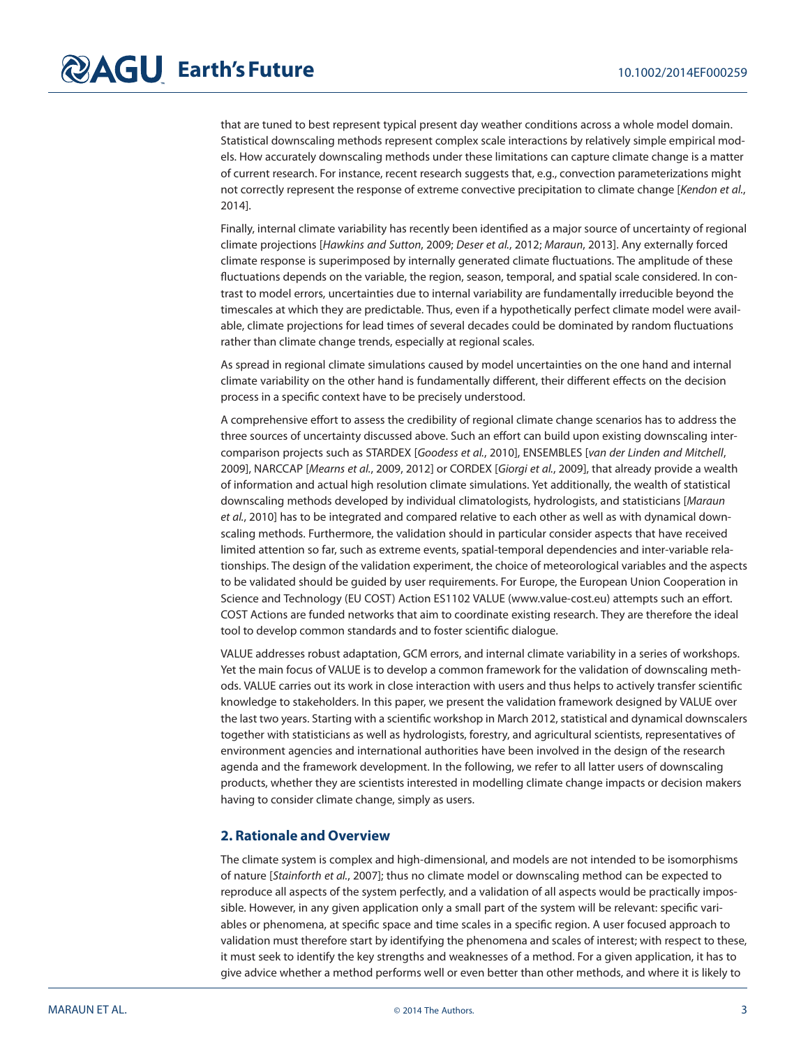that are tuned to best represent typical present day weather conditions across a whole model domain. Statistical downscaling methods represent complex scale interactions by relatively simple empirical models. How accurately downscaling methods under these limitations can capture climate change is a matter of current research. For instance, recent research suggests that, e.g., convection parameterizations might not correctly represent the response of extreme convective precipitation to climate change [*Kendon et al.*, 2014].

Finally, internal climate variability has recently been identified as a major source of uncertainty of regional climate projections [*Hawkins and Sutton*, 2009; *Deser et al.*, 2012; *Maraun*, 2013]. Any externally forced climate response is superimposed by internally generated climate fluctuations. The amplitude of these fluctuations depends on the variable, the region, season, temporal, and spatial scale considered. In contrast to model errors, uncertainties due to internal variability are fundamentally irreducible beyond the timescales at which they are predictable. Thus, even if a hypothetically perfect climate model were available, climate projections for lead times of several decades could be dominated by random fluctuations rather than climate change trends, especially at regional scales.

As spread in regional climate simulations caused by model uncertainties on the one hand and internal climate variability on the other hand is fundamentally different, their different effects on the decision process in a specific context have to be precisely understood.

A comprehensive effort to assess the credibility of regional climate change scenarios has to address the three sources of uncertainty discussed above. Such an effort can build upon existing downscaling intercomparison projects such as STARDEX [*Goodess et al.*, 2010], ENSEMBLES [*van der Linden and Mitchell*, 2009], NARCCAP [*Mearns et al.*, 2009, 2012] or CORDEX [*Giorgi et al.*, 2009], that already provide a wealth of information and actual high resolution climate simulations. Yet additionally, the wealth of statistical downscaling methods developed by individual climatologists, hydrologists, and statisticians [*Maraun et al.*, 2010] has to be integrated and compared relative to each other as well as with dynamical downscaling methods. Furthermore, the validation should in particular consider aspects that have received limited attention so far, such as extreme events, spatial-temporal dependencies and inter-variable relationships. The design of the validation experiment, the choice of meteorological variables and the aspects to be validated should be guided by user requirements. For Europe, the European Union Cooperation in Science and Technology (EU COST) Action ES1102 VALUE (www.value-cost.eu) attempts such an effort. COST Actions are funded networks that aim to coordinate existing research. They are therefore the ideal tool to develop common standards and to foster scientific dialogue.

VALUE addresses robust adaptation, GCM errors, and internal climate variability in a series of workshops. Yet the main focus of VALUE is to develop a common framework for the validation of downscaling methods. VALUE carries out its work in close interaction with users and thus helps to actively transfer scientific knowledge to stakeholders. In this paper, we present the validation framework designed by VALUE over the last two years. Starting with a scientific workshop in March 2012, statistical and dynamical downscalers together with statisticians as well as hydrologists, forestry, and agricultural scientists, representatives of environment agencies and international authorities have been involved in the design of the research agenda and the framework development. In the following, we refer to all latter users of downscaling products, whether they are scientists interested in modelling climate change impacts or decision makers having to consider climate change, simply as users.

## 2. Rationale and Overview

The climate system is complex and high-dimensional, and models are not intended to be isomorphisms of nature [*Stainforth et al.*, 2007]; thus no climate model or downscaling method can be expected to reproduce all aspects of the system perfectly, and a validation of all aspects would be practically impossible. However, in any given application only a small part of the system will be relevant: specific variables or phenomena, at specific space and time scales in a specific region. A user focused approach to validation must therefore start by identifying the phenomena and scales of interest; with respect to these, it must seek to identify the key strengths and weaknesses of a method. For a given application, it has to give advice whether a method performs well or even better than other methods, and where it is likely to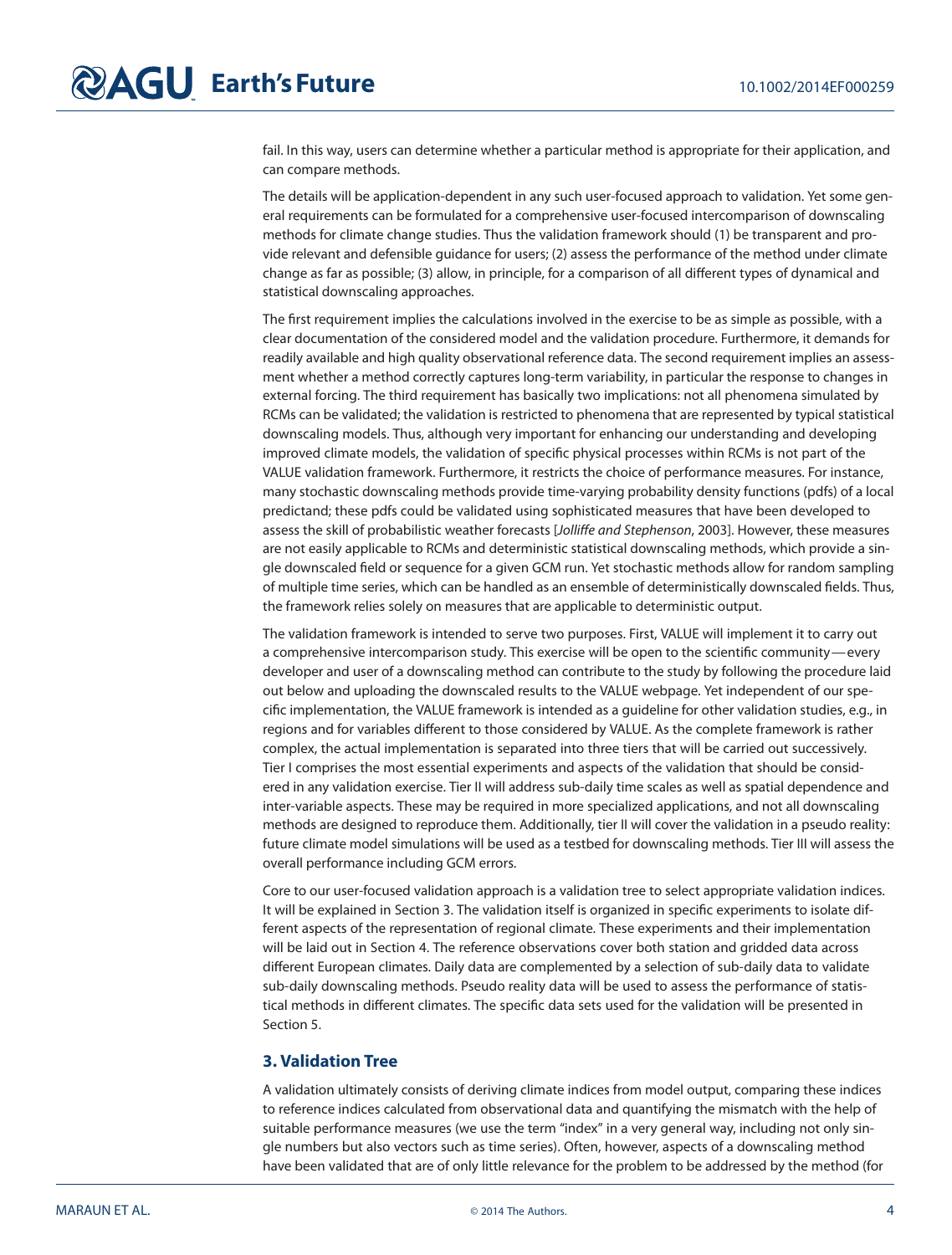fail. In this way, users can determine whether a particular method is appropriate for their application, and can compare methods.

The details will be application-dependent in any such user-focused approach to validation. Yet some general requirements can be formulated for a comprehensive user-focused intercomparison of downscaling methods for climate change studies. Thus the validation framework should (1) be transparent and provide relevant and defensible guidance for users; (2) assess the performance of the method under climate change as far as possible; (3) allow, in principle, for a comparison of all different types of dynamical and statistical downscaling approaches.

The first requirement implies the calculations involved in the exercise to be as simple as possible, with a clear documentation of the considered model and the validation procedure. Furthermore, it demands for readily available and high quality observational reference data. The second requirement implies an assessment whether a method correctly captures long-term variability, in particular the response to changes in external forcing. The third requirement has basically two implications: not all phenomena simulated by RCMs can be validated; the validation is restricted to phenomena that are represented by typical statistical downscaling models. Thus, although very important for enhancing our understanding and developing improved climate models, the validation of specific physical processes within RCMs is not part of the VALUE validation framework. Furthermore, it restricts the choice of performance measures. For instance, many stochastic downscaling methods provide time-varying probability density functions (pdfs) of a local predictand; these pdfs could be validated using sophisticated measures that have been developed to assess the skill of probabilistic weather forecasts [*Jolliffe and Stephenson*, 2003]. However, these measures are not easily applicable to RCMs and deterministic statistical downscaling methods, which provide a single downscaled field or sequence for a given GCM run. Yet stochastic methods allow for random sampling of multiple time series, which can be handled as an ensemble of deterministically downscaled fields. Thus, the framework relies solely on measures that are applicable to deterministic output.

The validation framework is intended to serve two purposes. First, VALUE will implement it to carry out a comprehensive intercomparison study. This exercise will be open to the scientific community—every developer and user of a downscaling method can contribute to the study by following the procedure laid out below and uploading the downscaled results to the VALUE webpage. Yet independent of our specific implementation, the VALUE framework is intended as a guideline for other validation studies, e.g., in regions and for variables different to those considered by VALUE. As the complete framework is rather complex, the actual implementation is separated into three tiers that will be carried out successively. Tier I comprises the most essential experiments and aspects of the validation that should be considered in any validation exercise. Tier II will address sub-daily time scales as well as spatial dependence and inter-variable aspects. These may be required in more specialized applications, and not all downscaling methods are designed to reproduce them. Additionally, tier II will cover the validation in a pseudo reality: future climate model simulations will be used as a testbed for downscaling methods. Tier III will assess the overall performance including GCM errors.

Core to our user-focused validation approach is a validation tree to select appropriate validation indices. It will be explained in Section 3. The validation itself is organized in specific experiments to isolate different aspects of the representation of regional climate. These experiments and their implementation will be laid out in Section 4. The reference observations cover both station and gridded data across different European climates. Daily data are complemented by a selection of sub-daily data to validate sub-daily downscaling methods. Pseudo reality data will be used to assess the performance of statistical methods in different climates. The specific data sets used for the validation will be presented in Section 5.

## 3. Validation Tree

A validation ultimately consists of deriving climate indices from model output, comparing these indices to reference indices calculated from observational data and quantifying the mismatch with the help of suitable performance measures (we use the term "index" in a very general way, including not only single numbers but also vectors such as time series). Often, however, aspects of a downscaling method have been validated that are of only little relevance for the problem to be addressed by the method (for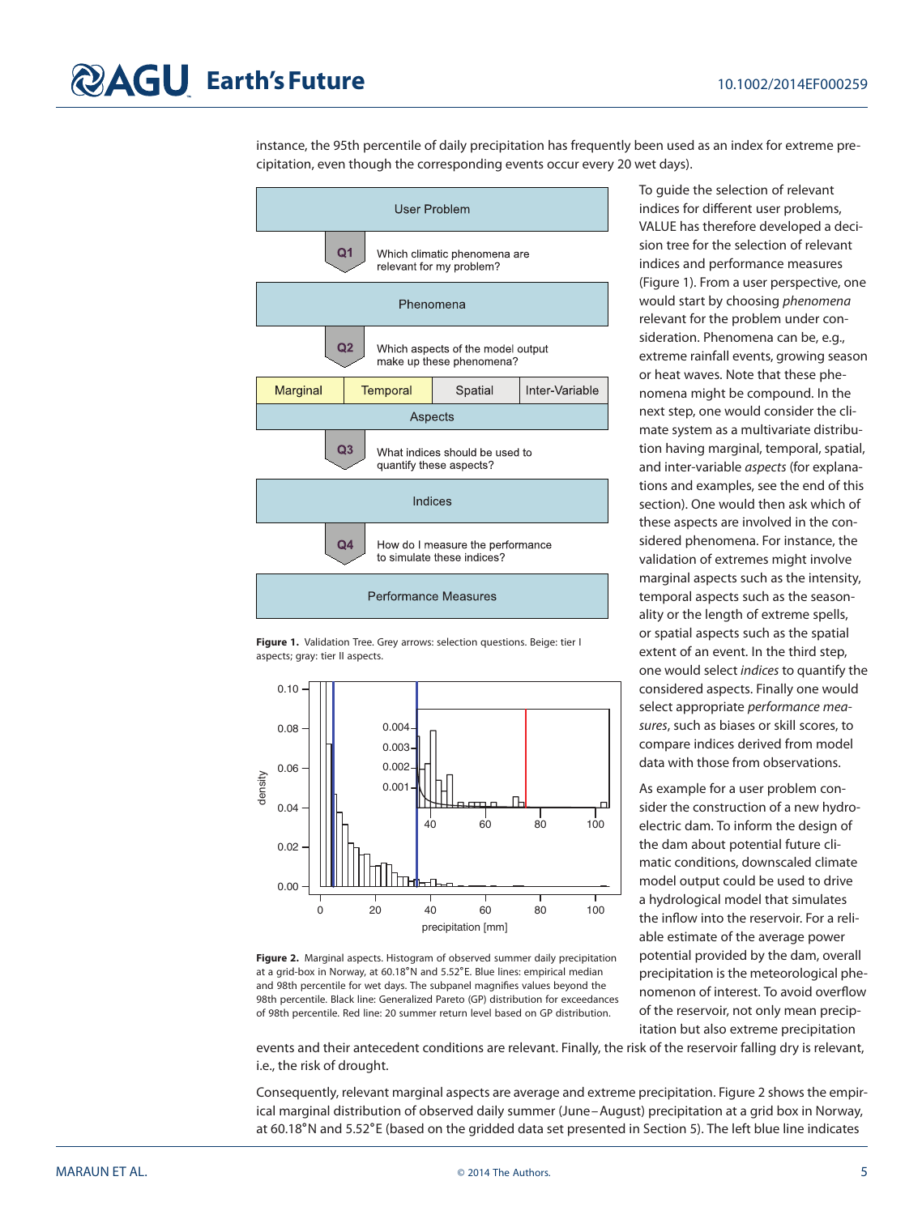instance, the 95th percentile of daily precipitation has frequently been used as an index for extreme precipitation, even though the corresponding events occur every 20 wet days).

Figure 1. Validation Tree. Grey arrows: selection questions. Beige: tier I aspects; gray: tier II aspects.

Figure 2. Marginal aspects. Histogram of observed summer daily precipitation at a grid-box in Norway, at 60.18°N and 5.52°E. Blue lines: empirical median and 98th percentile for wet days. The subpanel magnifies values beyond the 98th percentile. Black line: Generalized Pareto (GP) distribution for exceedances of 98th percentile. Red line: 20 summer return level based on GP distribution.

To guide the selection of relevant indices for different user problems, VALUE has therefore developed a decision tree for the selection of relevant indices and performance measures (Figure 1). From a user perspective, one would start by choosing *phenomena* relevant for the problem under consideration. Phenomena can be, e.g., extreme rainfall events, growing season or heat waves. Note that these phenomena might be compound. In the next step, one would consider the climate system as a multivariate distribution having marginal, temporal, spatial, and inter-variable *aspects* (for explanations and examples, see the end of this section). One would then ask which of these aspects are involved in the considered phenomena. For instance, the validation of extremes might involve marginal aspects such as the intensity, temporal aspects such as the seasonality or the length of extreme spells, or spatial aspects such as the spatial extent of an event. In the third step, one would select *indices* to quantify the considered aspects. Finally one would select appropriate *performance measures*, such as biases or skill scores, to compare indices derived from model data with those from observations.

As example for a user problem consider the construction of a new hydroelectric dam. To inform the design of the dam about potential future climatic conditions, downscaled climate model output could be used to drive a hydrological model that simulates the inflow into the reservoir. For a reliable estimate of the average power potential provided by the dam, overall precipitation is the meteorological phenomenon of interest. To avoid overflow of the reservoir, not only mean precipitation but also extreme precipitation events and their antecedent conditions are relevant. Finally, the risk of the reservoir falling dry is relevant, i.e., the risk of drought.

Consequently, relevant marginal aspects are average and extreme precipitation. Figure 2 shows the empirical marginal distribution of observed daily summer (June–August) precipitation at a grid box in Norway, at 60.18°N and 5.52°E (based on the gridded data set presented in Section 5). The left blue line indicates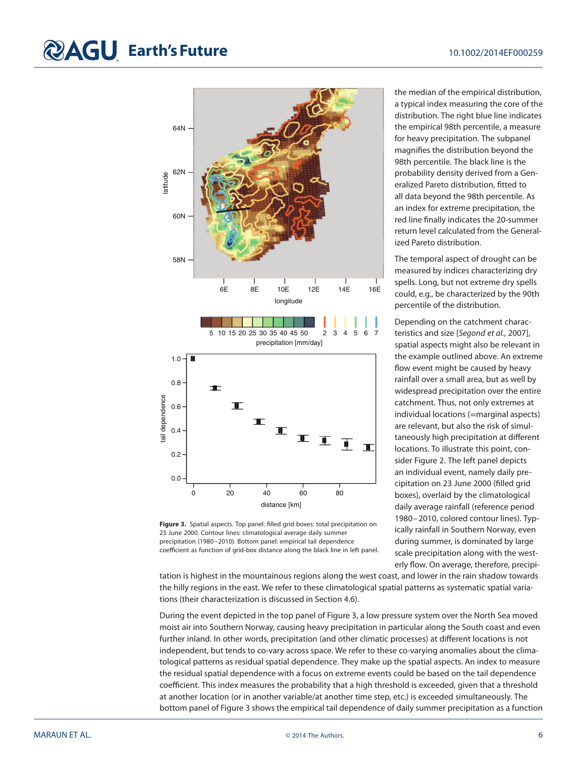the median of the empirical distribution, a typical index measuring the core of the distribution. The right blue line indicates the empirical 98th percentile, a measure for heavy precipitation. The subpanel magnifies the distribution beyond the 98th percentile. The black line is the probability density derived from a Generalized Pareto distribution, fitted to all data beyond the 98th percentile. As an index for extreme precipitation, the red line finally indicates the 20-summer return level calculated from the Generalized Pareto distribution.

The temporal aspect of drought can be measured by indices characterizing dry spells. Long, but not extreme dry spells could, e.g., be characterized by the 90th percentile of the distribution.

Depending on the catchment characteristics and size [*Segond et al.*, 2007], spatial aspects might also be relevant in the example outlined above. An extreme flow event might be caused by heavy rainfall over a small area, but as well by widespread precipitation over the entire catchment. Thus, not only extremes at individual locations (=marginal aspects) are relevant, but also the risk of simultaneously high precipitation at different locations. To illustrate this point, consider Figure 2. The left panel depicts an individual event, namely daily precipitation on 23 June 2000 (filled grid boxes), overlaid by the climatological daily average rainfall (reference period 1980–2010, colored contour lines). Typically rainfall in Southern Norway, even during summer, is dominated by large scale precipitation along with the westerly flow. On average, therefore, precipitation is highest in the mountainous regions along the west coast, and lower in the rain shadow towards the hilly regions in the east. We refer to these climatological spatial patterns as systematic spatial variations (their characterization is discussed in Section 4.6).

**Figure 3.** Spatial aspects. Top panel: filled grid boxes: total precipitation on 23 June 2000. Contour lines: climatological average daily summer precipitation (1980–2010). Bottom panel: empirical tail dependence coefficient as function of grid-box distance along the black line in left panel.

During the event depicted in the top panel of Figure 3, a low pressure system over the North Sea moved moist air into Southern Norway, causing heavy precipitation in particular along the South coast and even further inland. In other words, precipitation (and other climatic processes) at different locations is not independent, but tends to co-vary across space. We refer to these co-varying anomalies about the climatological patterns as residual spatial dependence. They make up the spatial aspects. An index to measure the residual spatial dependence with a focus on extreme events could be based on the tail dependence coefficient. This index measures the probability that a high threshold is exceeded, given that a threshold at another location (or in another variable/at another time step, etc.) is exceeded simultaneously. The bottom panel of Figure 3 shows the empirical tail dependence of daily summer precipitation as a function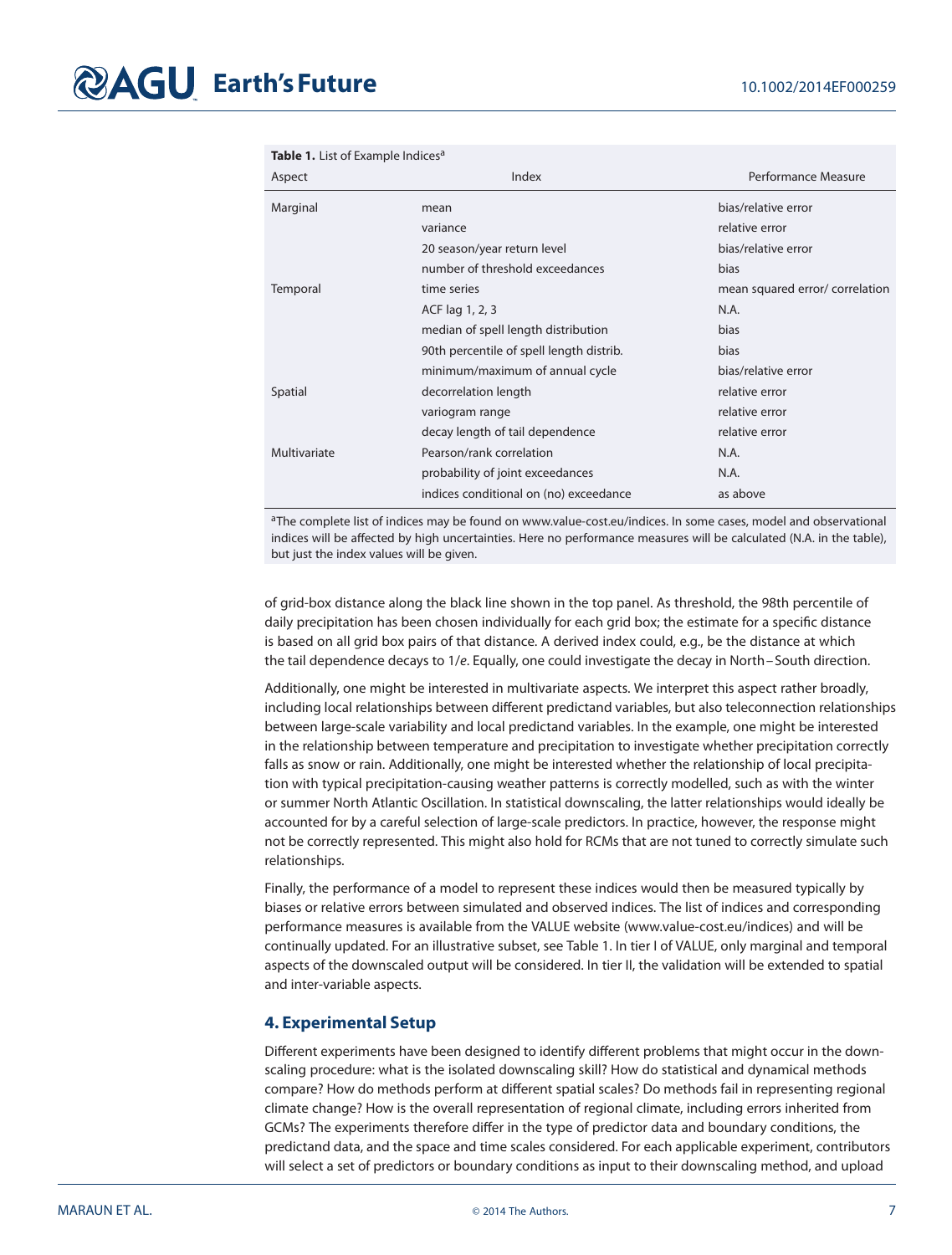**Table 1.** List of Example Indices[a]

| Aspect | Index | Performance Measure |
|---|---|---|
| Marginal | mean | bias/relative error |
| | variance | relative error |
| | 20 season/year return level | bias/relative error |
| | number of threshold exceedances | bias |
| Temporal | time series | mean squared error/ correlation |
| | ACF lag 1, 2, 3 | N.A. |
| | median of spell length distribution | bias |
| | 90th percentile of spell length distrib. | bias |
| | minimum/maximum of annual cycle | bias/relative error |
| Spatial | decorrelation length | relative error |
| | variogram range | relative error |
| | decay length of tail dependence | relative error |
| Multivariate | Pearson/rank correlation | N.A. |
| | probability of joint exceedances | N.A. |
| | indices conditional on (no) exceedance | as above |

[a]The complete list of indices may be found on www.value-cost.eu/indices. In some cases, model and observational indices will be affected by high uncertainties. Here no performance measures will be calculated (N.A. in the table), but just the index values will be given.

of grid-box distance along the black line shown in the top panel. As threshold, the 98th percentile of daily precipitation has been chosen individually for each grid box; the estimate for a specific distance is based on all grid box pairs of that distance. A derived index could, e.g., be the distance at which the tail dependence decays to $1/e$. Equally, one could investigate the decay in North–South direction.

Additionally, one might be interested in multivariate aspects. We interpret this aspect rather broadly, including local relationships between different predictand variables, but also teleconnection relationships between large-scale variability and local predictand variables. In the example, one might be interested in the relationship between temperature and precipitation to investigate whether precipitation correctly falls as snow or rain. Additionally, one might be interested whether the relationship of local precipitation with typical precipitation-causing weather patterns is correctly modelled, such as with the winter or summer North Atlantic Oscillation. In statistical downscaling, the latter relationships would ideally be accounted for by a careful selection of large-scale predictors. In practice, however, the response might not be correctly represented. This might also hold for RCMs that are not tuned to correctly simulate such relationships.

Finally, the performance of a model to represent these indices would then be measured typically by biases or relative errors between simulated and observed indices. The list of indices and corresponding performance measures is available from the VALUE website (www.value-cost.eu/indices) and will be continually updated. For an illustrative subset, see Table 1. In tier I of VALUE, only marginal and temporal aspects of the downscaled output will be considered. In tier II, the validation will be extended to spatial and inter-variable aspects.

## 4. Experimental Setup

Different experiments have been designed to identify different problems that might occur in the downscaling procedure: what is the isolated downscaling skill? How do statistical and dynamical methods compare? How do methods perform at different spatial scales? Do methods fail in representing regional climate change? How is the overall representation of regional climate, including errors inherited from GCMs? The experiments therefore differ in the type of predictor data and boundary conditions, the predictand data, and the space and time scales considered. For each applicable experiment, contributors will select a set of predictors or boundary conditions as input to their downscaling method, and upload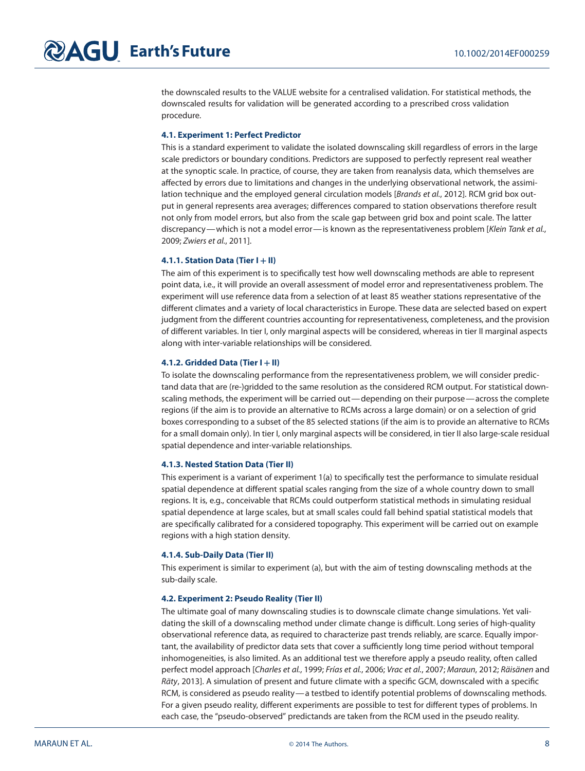the downscaled results to the VALUE website for a centralised validation. For statistical methods, the downscaled results for validation will be generated according to a prescribed cross validation procedure.

### 4.1. Experiment 1: Perfect Predictor

This is a standard experiment to validate the isolated downscaling skill regardless of errors in the large scale predictors or boundary conditions. Predictors are supposed to perfectly represent real weather at the synoptic scale. In practice, of course, they are taken from reanalysis data, which themselves are affected by errors due to limitations and changes in the underlying observational network, the assimilation technique and the employed general circulation models [*Brands et al.*, 2012]. RCM grid box output in general represents area averages; differences compared to station observations therefore result not only from model errors, but also from the scale gap between grid box and point scale. The latter discrepancy — which is not a model error — is known as the representativeness problem [*Klein Tank et al.*, 2009; *Zwiers et al.*, 2011].

#### 4.1.1. Station Data (Tier I + II)

The aim of this experiment is to specifically test how well downscaling methods are able to represent point data, i.e., it will provide an overall assessment of model error and representativeness problem. The experiment will use reference data from a selection of at least 85 weather stations representative of the different climates and a variety of local characteristics in Europe. These data are selected based on expert judgment from the different countries accounting for representativeness, completeness, and the provision of different variables. In tier I, only marginal aspects will be considered, whereas in tier II marginal aspects along with inter-variable relationships will be considered.

#### 4.1.2. Gridded Data (Tier I + II)

To isolate the downscaling performance from the representativeness problem, we will consider predictand data that are (re-)gridded to the same resolution as the considered RCM output. For statistical downscaling methods, the experiment will be carried out — depending on their purpose — across the complete regions (if the aim is to provide an alternative to RCMs across a large domain) or on a selection of grid boxes corresponding to a subset of the 85 selected stations (if the aim is to provide an alternative to RCMs for a small domain only). In tier I, only marginal aspects will be considered, in tier II also large-scale residual spatial dependence and inter-variable relationships.

#### 4.1.3. Nested Station Data (Tier II)

This experiment is a variant of experiment 1(a) to specifically test the performance to simulate residual spatial dependence at different spatial scales ranging from the size of a whole country down to small regions. It is, e.g., conceivable that RCMs could outperform statistical methods in simulating residual spatial dependence at large scales, but at small scales could fall behind spatial statistical models that are specifically calibrated for a considered topography. This experiment will be carried out on example regions with a high station density.

#### 4.1.4. Sub-Daily Data (Tier II)

This experiment is similar to experiment (a), but with the aim of testing downscaling methods at the sub-daily scale.

### 4.2. Experiment 2: Pseudo Reality (Tier II)

The ultimate goal of many downscaling studies is to downscale climate change simulations. Yet validating the skill of a downscaling method under climate change is difficult. Long series of high-quality observational reference data, as required to characterize past trends reliably, are scarce. Equally important, the availability of predictor data sets that cover a sufficiently long time period without temporal inhomogeneities, is also limited. As an additional test we therefore apply a pseudo reality, often called perfect model approach [*Charles et al.*, 1999; *Frías et al.*, 2006; *Vrac et al.*, 2007; *Maraun*, 2012; *Räisänen* and *Räty*, 2013]. A simulation of present and future climate with a specific GCM, downscaled with a specific RCM, is considered as pseudo reality — a testbed to identify potential problems of downscaling methods. For a given pseudo reality, different experiments are possible to test for different types of problems. In each case, the "pseudo-observed" predictands are taken from the RCM used in the pseudo reality.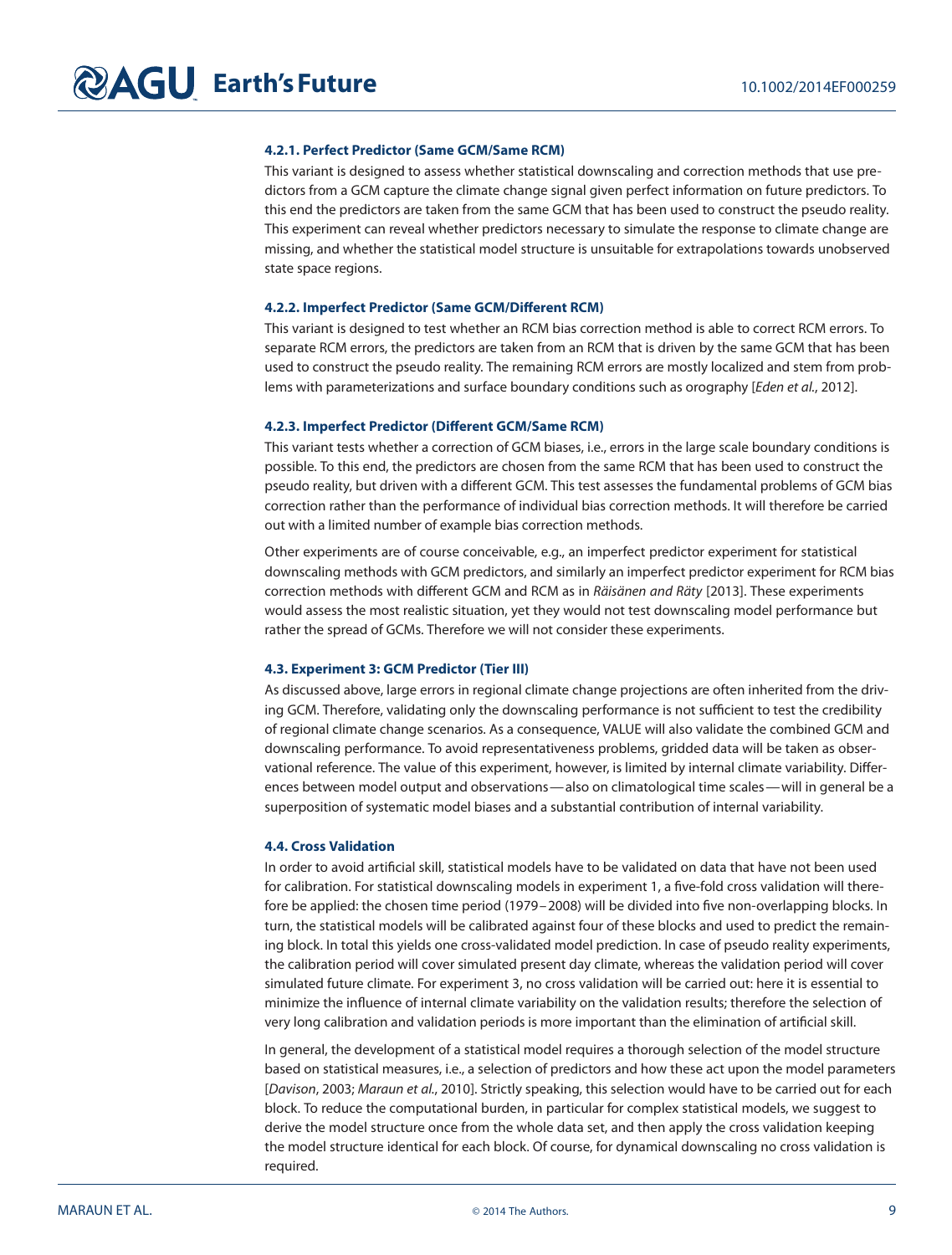#### 4.2.1. Perfect Predictor (Same GCM/Same RCM)

This variant is designed to assess whether statistical downscaling and correction methods that use predictors from a GCM capture the climate change signal given perfect information on future predictors. To this end the predictors are taken from the same GCM that has been used to construct the pseudo reality. This experiment can reveal whether predictors necessary to simulate the response to climate change are missing, and whether the statistical model structure is unsuitable for extrapolations towards unobserved state space regions.

#### 4.2.2. Imperfect Predictor (Same GCM/Different RCM)

This variant is designed to test whether an RCM bias correction method is able to correct RCM errors. To separate RCM errors, the predictors are taken from an RCM that is driven by the same GCM that has been used to construct the pseudo reality. The remaining RCM errors are mostly localized and stem from problems with parameterizations and surface boundary conditions such as orography [*Eden et al.*, 2012].

#### 4.2.3. Imperfect Predictor (Different GCM/Same RCM)

This variant tests whether a correction of GCM biases, i.e., errors in the large scale boundary conditions is possible. To this end, the predictors are chosen from the same RCM that has been used to construct the pseudo reality, but driven with a different GCM. This test assesses the fundamental problems of GCM bias correction rather than the performance of individual bias correction methods. It will therefore be carried out with a limited number of example bias correction methods.

Other experiments are of course conceivable, e.g., an imperfect predictor experiment for statistical downscaling methods with GCM predictors, and similarly an imperfect predictor experiment for RCM bias correction methods with different GCM and RCM as in *Räisänen and Räty* [2013]. These experiments would assess the most realistic situation, yet they would not test downscaling model performance but rather the spread of GCMs. Therefore we will not consider these experiments.

### 4.3. Experiment 3: GCM Predictor (Tier III)

As discussed above, large errors in regional climate change projections are often inherited from the driving GCM. Therefore, validating only the downscaling performance is not sufficient to test the credibility of regional climate change scenarios. As a consequence, VALUE will also validate the combined GCM and downscaling performance. To avoid representativeness problems, gridded data will be taken as observational reference. The value of this experiment, however, is limited by internal climate variability. Differences between model output and observations—also on climatological time scales—will in general be a superposition of systematic model biases and a substantial contribution of internal variability.

### 4.4. Cross Validation

In order to avoid artificial skill, statistical models have to be validated on data that have not been used for calibration. For statistical downscaling models in experiment 1, a five-fold cross validation will therefore be applied: the chosen time period (1979–2008) will be divided into five non-overlapping blocks. In turn, the statistical models will be calibrated against four of these blocks and used to predict the remaining block. In total this yields one cross-validated model prediction. In case of pseudo reality experiments, the calibration period will cover simulated present day climate, whereas the validation period will cover simulated future climate. For experiment 3, no cross validation will be carried out: here it is essential to minimize the influence of internal climate variability on the validation results; therefore the selection of very long calibration and validation periods is more important than the elimination of artificial skill.

In general, the development of a statistical model requires a thorough selection of the model structure based on statistical measures, i.e., a selection of predictors and how these act upon the model parameters [*Davison*, 2003; *Maraun et al.*, 2010]. Strictly speaking, this selection would have to be carried out for each block. To reduce the computational burden, in particular for complex statistical models, we suggest to derive the model structure once from the whole data set, and then apply the cross validation keeping the model structure identical for each block. Of course, for dynamical downscaling no cross validation is required.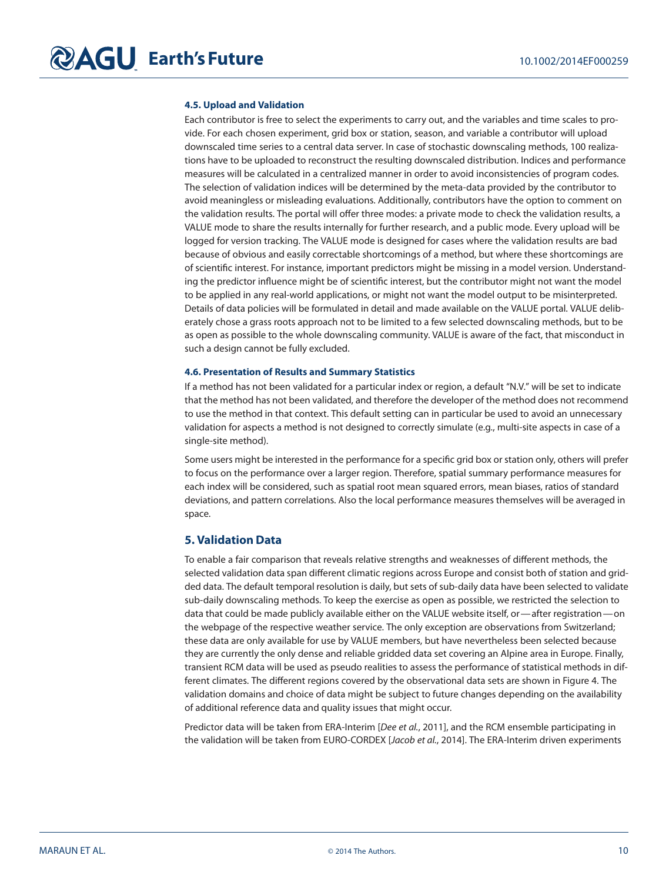### 4.5. Upload and Validation

Each contributor is free to select the experiments to carry out, and the variables and time scales to provide. For each chosen experiment, grid box or station, season, and variable a contributor will upload downscaled time series to a central data server. In case of stochastic downscaling methods, 100 realizations have to be uploaded to reconstruct the resulting downscaled distribution. Indices and performance measures will be calculated in a centralized manner in order to avoid inconsistencies of program codes. The selection of validation indices will be determined by the meta-data provided by the contributor to avoid meaningless or misleading evaluations. Additionally, contributors have the option to comment on the validation results. The portal will offer three modes: a private mode to check the validation results, a VALUE mode to share the results internally for further research, and a public mode. Every upload will be logged for version tracking. The VALUE mode is designed for cases where the validation results are bad because of obvious and easily correctable shortcomings of a method, but where these shortcomings are of scientific interest. For instance, important predictors might be missing in a model version. Understanding the predictor influence might be of scientific interest, but the contributor might not want the model to be applied in any real-world applications, or might not want the model output to be misinterpreted. Details of data policies will be formulated in detail and made available on the VALUE portal. VALUE deliberately chose a grass roots approach not to be limited to a few selected downscaling methods, but to be as open as possible to the whole downscaling community. VALUE is aware of the fact, that misconduct in such a design cannot be fully excluded.

### 4.6. Presentation of Results and Summary Statistics

If a method has not been validated for a particular index or region, a default "N.V." will be set to indicate that the method has not been validated, and therefore the developer of the method does not recommend to use the method in that context. This default setting can in particular be used to avoid an unnecessary validation for aspects a method is not designed to correctly simulate (e.g., multi-site aspects in case of a single-site method).

Some users might be interested in the performance for a specific grid box or station only, others will prefer to focus on the performance over a larger region. Therefore, spatial summary performance measures for each index will be considered, such as spatial root mean squared errors, mean biases, ratios of standard deviations, and pattern correlations. Also the local performance measures themselves will be averaged in space.

## 5. Validation Data

To enable a fair comparison that reveals relative strengths and weaknesses of different methods, the selected validation data span different climatic regions across Europe and consist both of station and gridded data. The default temporal resolution is daily, but sets of sub-daily data have been selected to validate sub-daily downscaling methods. To keep the exercise as open as possible, we restricted the selection to data that could be made publicly available either on the VALUE website itself, or—after registration—on the webpage of the respective weather service. The only exception are observations from Switzerland; these data are only available for use by VALUE members, but have nevertheless been selected because they are currently the only dense and reliable gridded data set covering an Alpine area in Europe. Finally, transient RCM data will be used as pseudo realities to assess the performance of statistical methods in different climates. The different regions covered by the observational data sets are shown in Figure 4. The validation domains and choice of data might be subject to future changes depending on the availability of additional reference data and quality issues that might occur.

Predictor data will be taken from ERA-Interim [*Dee et al.*, 2011], and the RCM ensemble participating in the validation will be taken from EURO-CORDEX [*Jacob et al.*, 2014]. The ERA-Interim driven experiments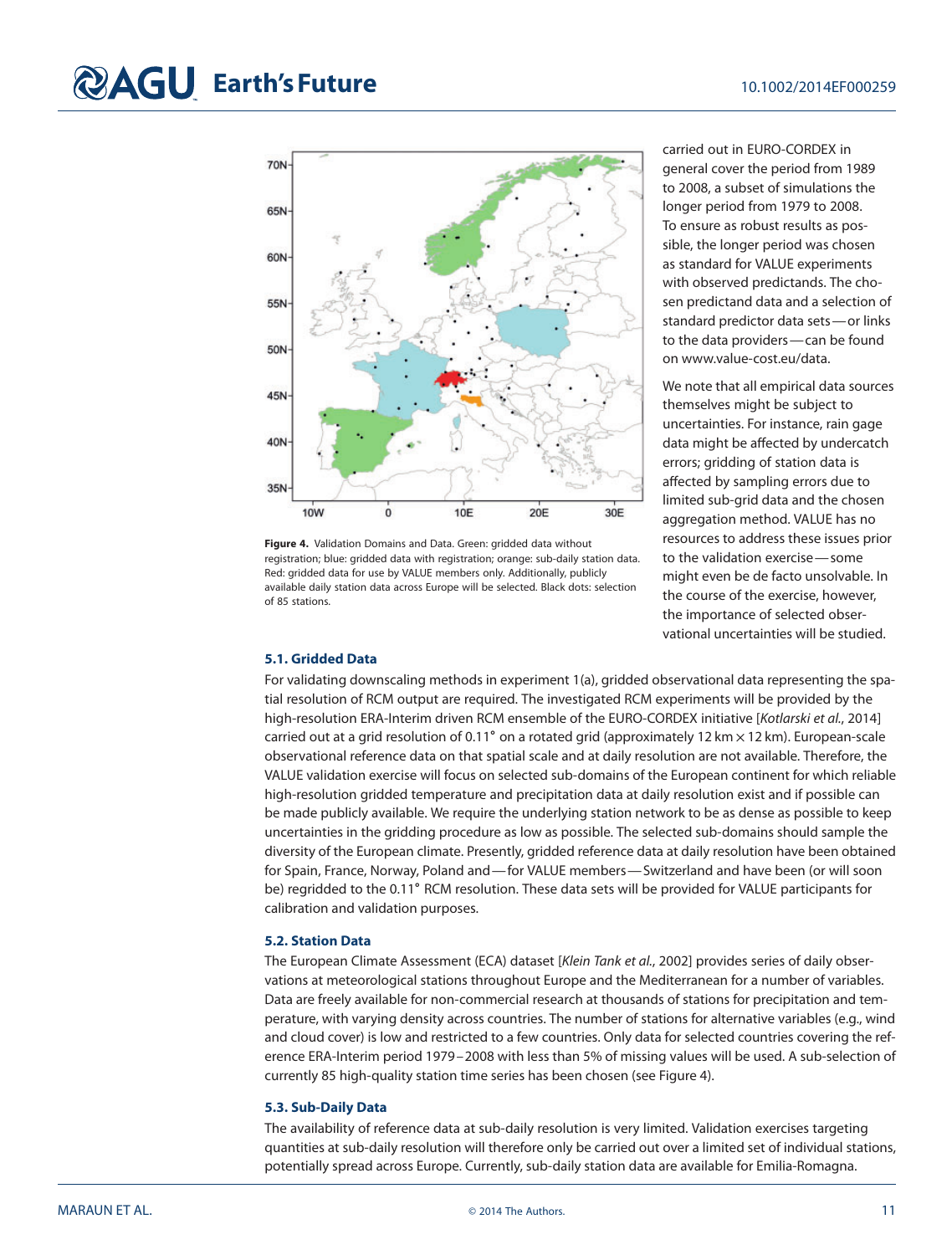carried out in EURO-CORDEX in general cover the period from 1989 to 2008, a subset of simulations the longer period from 1979 to 2008. To ensure as robust results as possible, the longer period was chosen as standard for VALUE experiments with observed predictands. The chosen predictand data and a selection of standard predictor data sets—or links to the data providers—can be found on www.value-cost.eu/data.

We note that all empirical data sources themselves might be subject to uncertainties. For instance, rain gage data might be affected by undercatch errors; gridding of station data is affected by sampling errors due to limited sub-grid data and the chosen aggregation method. VALUE has no resources to address these issues prior to the validation exercise—some might even be de facto unsolvable. In the course of the exercise, however, the importance of selected observational uncertainties will be studied.

**Figure 4.** Validation Domains and Data. Green: gridded data without registration; blue: gridded data with registration; orange: sub-daily station data. Red: gridded data for use by VALUE members only. Additionally, publicly available daily station data across Europe will be selected. Black dots: selection of 85 stations.

### 5.1. Gridded Data

For validating downscaling methods in experiment 1(a), gridded observational data representing the spatial resolution of RCM output are required. The investigated RCM experiments will be provided by the high-resolution ERA-Interim driven RCM ensemble of the EURO-CORDEX initiative [*Kotlarski et al.*, 2014] carried out at a grid resolution of 0.11° on a rotated grid (approximately 12 km × 12 km). European-scale observational reference data on that spatial scale and at daily resolution are not available. Therefore, the VALUE validation exercise will focus on selected sub-domains of the European continent for which reliable high-resolution gridded temperature and precipitation data at daily resolution exist and if possible can be made publicly available. We require the underlying station network to be as dense as possible to keep uncertainties in the gridding procedure as low as possible. The selected sub-domains should sample the diversity of the European climate. Presently, gridded reference data at daily resolution have been obtained for Spain, France, Norway, Poland and—for VALUE members—Switzerland and have been (or will soon be) regridded to the 0.11° RCM resolution. These data sets will be provided for VALUE participants for calibration and validation purposes.

### 5.2. Station Data

The European Climate Assessment (ECA) dataset [*Klein Tank et al.*, 2002] provides series of daily observations at meteorological stations throughout Europe and the Mediterranean for a number of variables. Data are freely available for non-commercial research at thousands of stations for precipitation and temperature, with varying density across countries. The number of stations for alternative variables (e.g., wind and cloud cover) is low and restricted to a few countries. Only data for selected countries covering the reference ERA-Interim period 1979–2008 with less than 5% of missing values will be used. A sub-selection of currently 85 high-quality station time series has been chosen (see Figure 4).

### 5.3. Sub-Daily Data

The availability of reference data at sub-daily resolution is very limited. Validation exercises targeting quantities at sub-daily resolution will therefore only be carried out over a limited set of individual stations, potentially spread across Europe. Currently, sub-daily station data are available for Emilia-Romagna.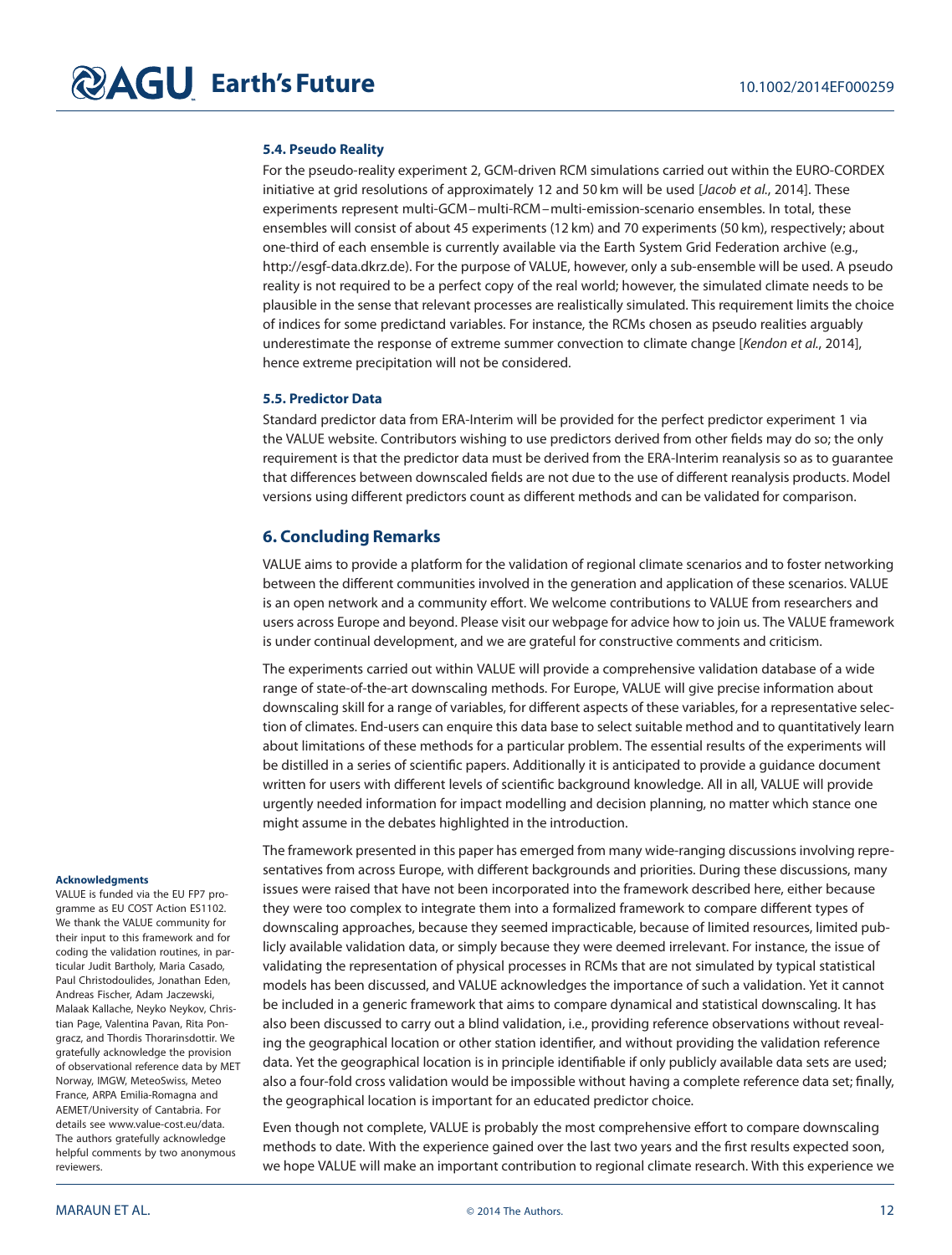### 5.4. Pseudo Reality

For the pseudo-reality experiment 2, GCM-driven RCM simulations carried out within the EURO-CORDEX initiative at grid resolutions of approximately 12 and 50 km will be used [*Jacob et al.*, 2014]. These experiments represent multi-GCM – multi-RCM – multi-emission-scenario ensembles. In total, these ensembles will consist of about 45 experiments (12 km) and 70 experiments (50 km), respectively; about one-third of each ensemble is currently available via the Earth System Grid Federation archive (e.g., http://esgf-data.dkrz.de). For the purpose of VALUE, however, only a sub-ensemble will be used. A pseudo reality is not required to be a perfect copy of the real world; however, the simulated climate needs to be plausible in the sense that relevant processes are realistically simulated. This requirement limits the choice of indices for some predictand variables. For instance, the RCMs chosen as pseudo realities arguably underestimate the response of extreme summer convection to climate change [*Kendon et al.*, 2014], hence extreme precipitation will not be considered.

### 5.5. Predictor Data

Standard predictor data from ERA-Interim will be provided for the perfect predictor experiment 1 via the VALUE website. Contributors wishing to use predictors derived from other fields may do so; the only requirement is that the predictor data must be derived from the ERA-Interim reanalysis so as to guarantee that differences between downscaled fields are not due to the use of different reanalysis products. Model versions using different predictors count as different methods and can be validated for comparison.

## 6. Concluding Remarks

VALUE aims to provide a platform for the validation of regional climate scenarios and to foster networking between the different communities involved in the generation and application of these scenarios. VALUE is an open network and a community effort. We welcome contributions to VALUE from researchers and users across Europe and beyond. Please visit our webpage for advice how to join us. The VALUE framework is under continual development, and we are grateful for constructive comments and criticism.

The experiments carried out within VALUE will provide a comprehensive validation database of a wide range of state-of-the-art downscaling methods. For Europe, VALUE will give precise information about downscaling skill for a range of variables, for different aspects of these variables, for a representative selection of climates. End-users can enquire this data base to select suitable method and to quantitatively learn about limitations of these methods for a particular problem. The essential results of the experiments will be distilled in a series of scientific papers. Additionally it is anticipated to provide a guidance document written for users with different levels of scientific background knowledge. All in all, VALUE will provide urgently needed information for impact modelling and decision planning, no matter which stance one might assume in the debates highlighted in the introduction.

The framework presented in this paper has emerged from many wide-ranging discussions involving representatives from across Europe, with different backgrounds and priorities. During these discussions, many issues were raised that have not been incorporated into the framework described here, either because they were too complex to integrate them into a formalized framework to compare different types of downscaling approaches, because they seemed impracticable, because of limited resources, limited publicly available validation data, or simply because they were deemed irrelevant. For instance, the issue of validating the representation of physical processes in RCMs that are not simulated by typical statistical models has been discussed, and VALUE acknowledges the importance of such a validation. Yet it cannot be included in a generic framework that aims to compare dynamical and statistical downscaling. It has also been discussed to carry out a blind validation, i.e., providing reference observations without revealing the geographical location or other station identifier, and without providing the validation reference data. Yet the geographical location is in principle identifiable if only publicly available data sets are used; also a four-fold cross validation would be impossible without having a complete reference data set; finally, the geographical location is important for an educated predictor choice.

Even though not complete, VALUE is probably the most comprehensive effort to compare downscaling methods to date. With the experience gained over the last two years and the first results expected soon, we hope VALUE will make an important contribution to regional climate research. With this experience we

#### Acknowledgments

VALUE is funded via the EU FP7 programme as EU COST Action ES1102. We thank the VALUE community for their input to this framework and for coding the validation routines, in particular Judit Bartholy, Maria Casado, Paul Christodoulides, Jonathan Eden, Andreas Fischer, Adam Jaczewski, Malaak Kallache, Neyko Neykov, Christian Page, Valentina Pavan, Rita Pongracz, and Thordis Thorarinsdottir. We gratefully acknowledge the provision of observational reference data by MET Norway, IMGW, MeteoSwiss, Meteo France, ARPA Emilia-Romagna and AEMET/University of Cantabria. For details see www.value-cost.eu/data. The authors gratefully acknowledge helpful comments by two anonymous reviewers.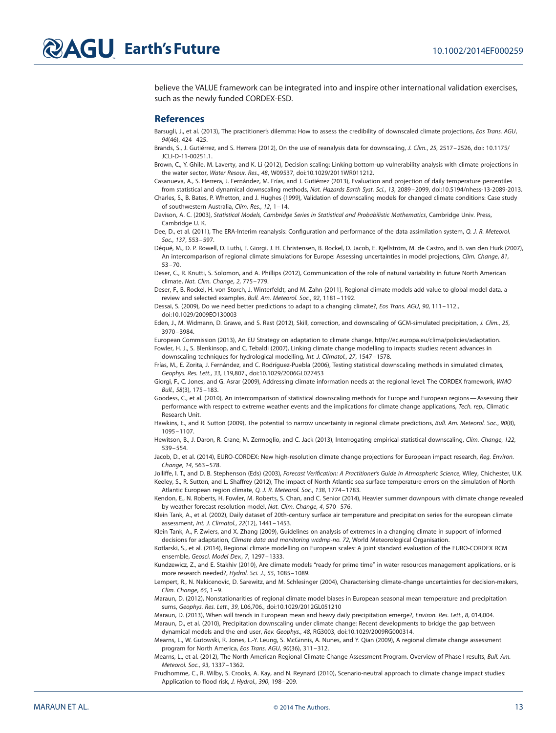believe the VALUE framework can be integrated into and inspire other international validation exercises, such as the newly funded CORDEX-ESD.

## References

Barsugli, J., et al. (2013), The practitioner's dilemma: How to assess the credibility of downscaled climate projections, *Eos Trans. AGU*, *94*(46), 424–425.

Brands, S., J. Gutiérrez, and S. Herrera (2012), On the use of reanalysis data for downscaling, *J. Clim.*, *25*, 2517–2526, doi: 10.1175/JCLI-D-11-00251.1.

Brown, C., Y. Ghile, M. Laverty, and K. Li (2012), Decision scaling: Linking bottom-up vulnerability analysis with climate projections in the water sector, *Water Resour. Res.*, *48*, W09537, doi:10.1029/2011WR011212.

Casanueva, A., S. Herrera, J. Fernández, M. Frías, and J. Gutiérrez (2013), Evaluation and projection of daily temperature percentiles from statistical and dynamical downscaling methods, *Nat. Hazards Earth Syst. Sci.*, *13*, 2089–2099, doi:10.5194/nhess-13-2089-2013.

Charles, S., B. Bates, P. Whetton, and J. Hughes (1999), Validation of downscaling models for changed climate conditions: Case study of southwestern Australia, *Clim. Res.*, *12*, 1–14.

Davison, A. C. (2003), *Statistical Models, Cambridge Series in Statistical and Probabilistic Mathematics*, Cambridge Univ. Press, Cambridge U. K.

Dee, D., et al. (2011), The ERA-Interim reanalysis: Configuration and performance of the data assimilation system, *Q. J. R. Meteorol. Soc.*, *137*, 553–597.

Déqué, M., D. P. Rowell, D. Luthi, F. Giorgi, J. H. Christensen, B. Rockel, D. Jacob, E. Kjellström, M. de Castro, and B. van den Hurk (2007), An intercomparison of regional climate simulations for Europe: Assessing uncertainties in model projections, *Clim. Change*, *81*, 53–70.

Deser, C., R. Knutti, S. Solomon, and A. Phillips (2012), Communication of the role of natural variability in future North American climate, *Nat. Clim. Change*, *2*, 775–779.

Deser, F., B. Rockel, H. von Storch, J. Winterfeldt, and M. Zahn (2011), Regional climate models add value to global model data. a review and selected examples, *Bull. Am. Meteorol. Soc.*, *92*, 1181–1192.

Dessai, S. (2009), Do we need better predictions to adapt to a changing climate?, *Eos Trans. AGU*, *90*, 111–112., doi:10.1029/2009EO130003

Eden, J., M. Widmann, D. Grawe, and S. Rast (2012), Skill, correction, and downscaling of GCM-simulated precipitation, *J. Clim.*, *25*, 3970–3984.

European Commission (2013), An EU Strategy on adaptation to climate change, http://ec.europa.eu/clima/policies/adaptation.

Fowler, H. J., S. Blenkinsop, and C. Tebaldi (2007), Linking climate change modelling to impacts studies: recent advances in downscaling techniques for hydrological modelling, *Int. J. Climatol.*, *27*, 1547–1578.

Frías, M., E. Zorita, J. Fernández, and C. Rodríguez-Puebla (2006), Testing statistical downscaling methods in simulated climates, *Geophys. Res. Lett.*, *33*, L19,807., doi:10.1029/2006GL027453

Giorgi, F., C. Jones, and G. Asrar (2009), Addressing climate information needs at the regional level: The CORDEX framework, *WMO Bull.*, *58*(3), 175–183.

Goodess, C., et al. (2010), An intercomparison of statistical downscaling methods for Europe and European regions — Assessing their performance with respect to extreme weather events and the implications for climate change applications, *Tech. rep.*, Climatic Research Unit.

Hawkins, E., and R. Sutton (2009), The potential to narrow uncertainty in regional climate predictions, *Bull. Am. Meteorol. Soc.*, *90*(8), 1095–1107.

Hewitson, B., J. Daron, R. Crane, M. Zermoglio, and C. Jack (2013), Interrogating empirical-statistical downscaling, *Clim. Change*, *122*, 539–554.

Jacob, D., et al. (2014), EURO-CORDEX: New high-resolution climate change projections for European impact research, *Reg. Environ. Change*, *14*, 563–578.

Jolliffe, I. T., and D. B. Stephenson (Eds) (2003), *Forecast Verification: A Practitioner's Guide in Atmospheric Science*, Wiley, Chichester, U.K.

Keeley, S., R. Sutton, and L. Shaffrey (2012), The impact of North Atlantic sea surface temperature errors on the simulation of North Atlantic European region climate, *Q. J. R. Meteorol. Soc.*, *138*, 1774–1783.

Kendon, E., N. Roberts, H. Fowler, M. Roberts, S. Chan, and C. Senior (2014), Heavier summer downpours with climate change revealed by weather forecast resolution model, *Nat. Clim. Change*, *4*, 570–576.

Klein Tank, A., et al. (2002), Daily dataset of 20th-century surface air temperature and precipitation series for the european climate assessment, *Int. J. Climatol.*, *22*(12), 1441–1453.

Klein Tank, A., F. Zwiers, and X. Zhang (2009), Guidelines on analysis of extremes in a changing climate in support of informed decisions for adaptation, *Climate data and monitoring wcdmp-no. 72*, World Meteorological Organisation.

Kotlarski, S., et al. (2014), Regional climate modelling on European scales: A joint standard evaluation of the EURO-CORDEX RCM ensemble, *Geosci. Model Dev.*, *7*, 1297–1333.

Kundzewicz, Z., and E. Stakhiv (2010), Are climate models "ready for prime time" in water resources management applications, or is more research needed?, *Hydrol. Sci. J.*, *55*, 1085–1089.

Lempert, R., N. Nakicenovic, D. Sarewitz, and M. Schlesinger (2004), Characterising climate-change uncertainties for decision-makers, *Clim. Change*, *65*, 1–9.

Maraun, D. (2012), Nonstationarities of regional climate model biases in European seasonal mean temperature and precipitation sums, *Geophys. Res. Lett.*, *39*, L06,706., doi:10.1029/2012GL051210

Maraun, D. (2013), When will trends in European mean and heavy daily precipitation emerge?, *Environ. Res. Lett.*, *8*, 014,004.

Maraun, D., et al. (2010), Precipitation downscaling under climate change: Recent developments to bridge the gap between dynamical models and the end user, *Rev. Geophys.*, *48*, RG3003, doi:10.1029/2009RG000314.

Mearns, L., W. Gutowski, R. Jones, L.-Y. Leung, S. McGinnis, A. Nunes, and Y. Qian (2009), A regional climate change assessment program for North America, *Eos Trans. AGU*, *90*(36), 311–312.

Mearns, L., et al. (2012), The North American Regional Climate Change Assessment Program. Overview of Phase I results, *Bull. Am. Meteorol. Soc.*, *93*, 1337–1362.

Prudhomme, C., R. Wilby, S. Crooks, A. Kay, and N. Reynard (2010), Scenario-neutral approach to climate change impact studies: Application to flood risk, *J. Hydrol.*, *390*, 198–209.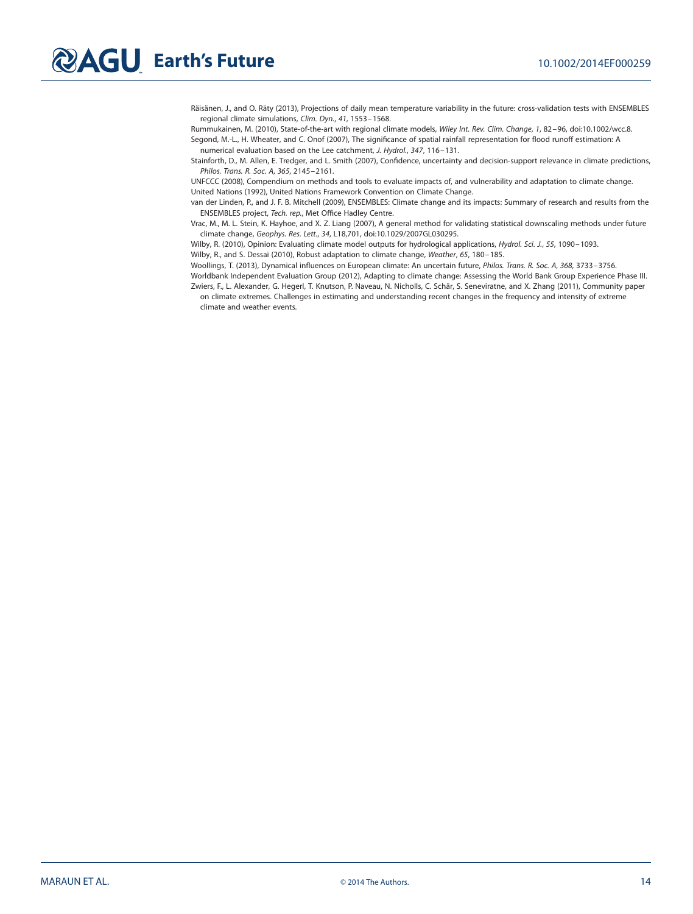Räisänen, J., and O. Räty (2013), Projections of daily mean temperature variability in the future: cross-validation tests with ENSEMBLES regional climate simulations, *Clim. Dyn.*, *41*, 1553–1568.

Rummukainen, M. (2010), State-of-the-art with regional climate models, *Wiley Int. Rev. Clim. Change*, *1*, 82–96, doi:10.1002/wcc.8.

Segond, M.-L., H. Wheater, and C. Onof (2007), The significance of spatial rainfall representation for flood runoff estimation: A numerical evaluation based on the Lee catchment, *J. Hydrol.*, *347*, 116–131.

Stainforth, D., M. Allen, E. Tredger, and L. Smith (2007), Confidence, uncertainty and decision-support relevance in climate predictions, *Philos. Trans. R. Soc. A*, *365*, 2145–2161.

UNFCCC (2008), Compendium on methods and tools to evaluate impacts of, and vulnerability and adaptation to climate change.

United Nations (1992), United Nations Framework Convention on Climate Change.

van der Linden, P., and J. F. B. Mitchell (2009), ENSEMBLES: Climate change and its impacts: Summary of research and results from the ENSEMBLES project, *Tech. rep.*, Met Office Hadley Centre.

Vrac, M., M. L. Stein, K. Hayhoe, and X. Z. Liang (2007), A general method for validating statistical downscaling methods under future climate change, *Geophys. Res. Lett.*, *34*, L18,701, doi:10.1029/2007GL030295.

Wilby, R. (2010), Opinion: Evaluating climate model outputs for hydrological applications, *Hydrol. Sci. J.*, *55*, 1090–1093.

Wilby, R., and S. Dessai (2010), Robust adaptation to climate change, *Weather*, *65*, 180–185.

Woollings, T. (2013), Dynamical influences on European climate: An uncertain future, *Philos. Trans. R. Soc. A*, *368*, 3733–3756.

Worldbank Independent Evaluation Group (2012), Adapting to climate change: Assessing the World Bank Group Experience Phase III.

Zwiers, F., L. Alexander, G. Hegerl, T. Knutson, P. Naveau, N. Nicholls, C. Schär, S. Seneviratne, and X. Zhang (2011), Community paper on climate extremes. Challenges in estimating and understanding recent changes in the frequency and intensity of extreme climate and weather events.